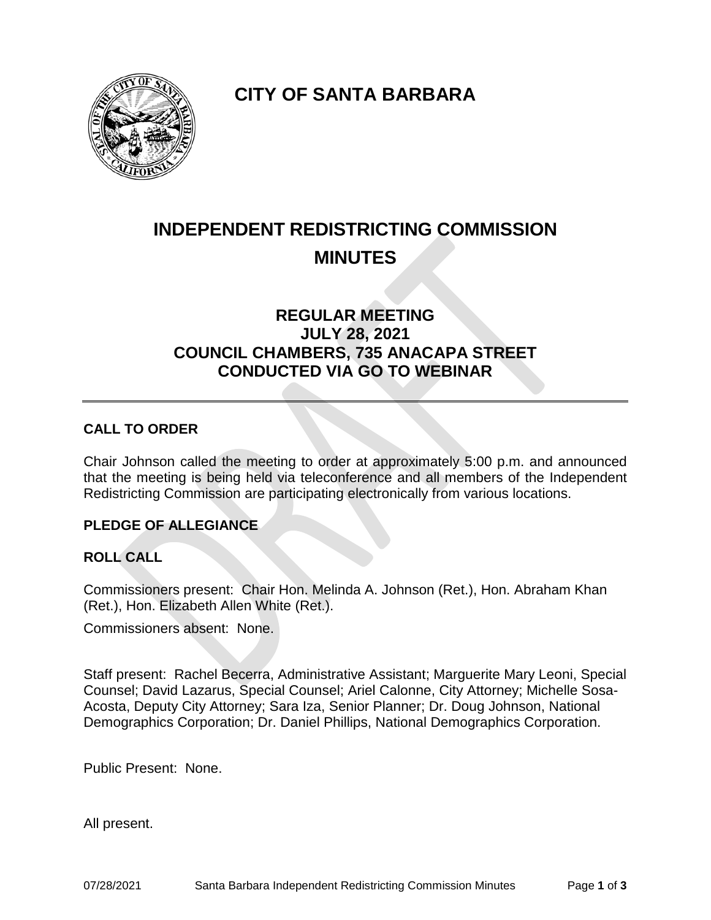# CITY OF SANTA BARBARA

# INDEPENDENT REDISTRICTING COMMISSION MINUTES

## REGULAR MEETING
## JULY 28, 2021
## COUNCIL CHAMBERS, 735 ANACAPA STREET
## CONDUCTED VIA GO TO WEBINAR

---

### CALL TO ORDER

Chair Johnson called the meeting to order at approximately 5:00 p.m. and announced that the meeting is being held via teleconference and all members of the Independent Redistricting Commission are participating electronically from various locations.

### PLEDGE OF ALLEGIANCE

### ROLL CALL

Commissioners present: Chair Hon. Melinda A. Johnson (Ret.), Hon. Abraham Khan (Ret.), Hon. Elizabeth Allen White (Ret.).

Commissioners absent: None.

Staff present: Rachel Becerra, Administrative Assistant; Marguerite Mary Leoni, Special Counsel; David Lazarus, Special Counsel; Ariel Calonne, City Attorney; Michelle Sosa-Acosta, Deputy City Attorney; Sara Iza, Senior Planner; Dr. Doug Johnson, National Demographics Corporation; Dr. Daniel Phillips, National Demographics Corporation.

Public Present: None.

All present.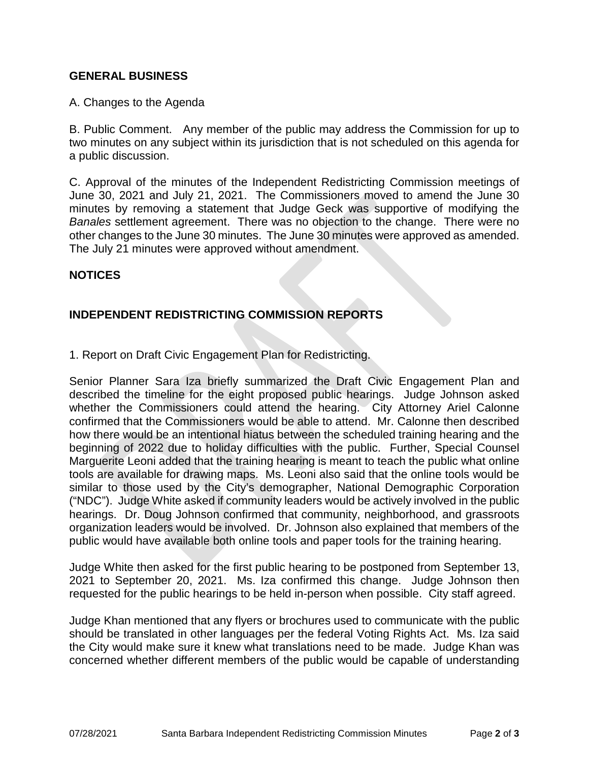## GENERAL BUSINESS

A. Changes to the Agenda

B. Public Comment. Any member of the public may address the Commission for up to two minutes on any subject within its jurisdiction that is not scheduled on this agenda for a public discussion.

C. Approval of the minutes of the Independent Redistricting Commission meetings of June 30, 2021 and July 21, 2021. The Commissioners moved to amend the June 30 minutes by removing a statement that Judge Geck was supportive of modifying the *Banales* settlement agreement. There was no objection to the change. There were no other changes to the June 30 minutes. The June 30 minutes were approved as amended. The July 21 minutes were approved without amendment.

## NOTICES

## INDEPENDENT REDISTRICTING COMMISSION REPORTS

1. Report on Draft Civic Engagement Plan for Redistricting.

Senior Planner Sara Iza briefly summarized the Draft Civic Engagement Plan and described the timeline for the eight proposed public hearings. Judge Johnson asked whether the Commissioners could attend the hearing. City Attorney Ariel Calonne confirmed that the Commissioners would be able to attend. Mr. Calonne then described how there would be an intentional hiatus between the scheduled training hearing and the beginning of 2022 due to holiday difficulties with the public. Further, Special Counsel Marguerite Leoni added that the training hearing is meant to teach the public what online tools are available for drawing maps. Ms. Leoni also said that the online tools would be similar to those used by the City's demographer, National Demographic Corporation ("NDC"). Judge White asked if community leaders would be actively involved in the public hearings. Dr. Doug Johnson confirmed that community, neighborhood, and grassroots organization leaders would be involved. Dr. Johnson also explained that members of the public would have available both online tools and paper tools for the training hearing.

Judge White then asked for the first public hearing to be postponed from September 13, 2021 to September 20, 2021. Ms. Iza confirmed this change. Judge Johnson then requested for the public hearings to be held in-person when possible. City staff agreed.

Judge Khan mentioned that any flyers or brochures used to communicate with the public should be translated in other languages per the federal Voting Rights Act. Ms. Iza said the City would make sure it knew what translations need to be made. Judge Khan was concerned whether different members of the public would be capable of understanding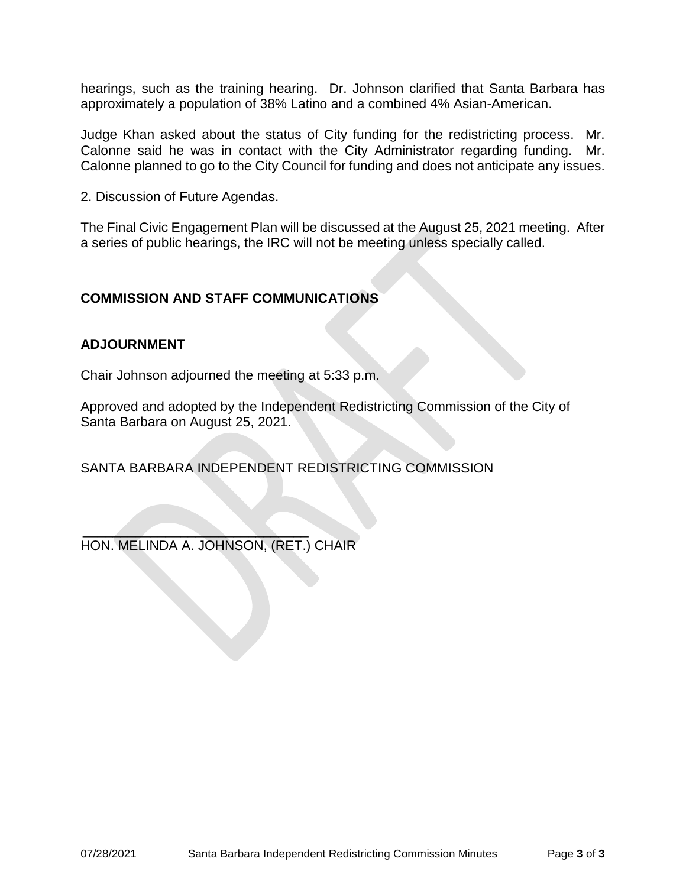hearings, such as the training hearing. Dr. Johnson clarified that Santa Barbara has approximately a population of 38% Latino and a combined 4% Asian-American.

Judge Khan asked about the status of City funding for the redistricting process. Mr. Calonne said he was in contact with the City Administrator regarding funding. Mr. Calonne planned to go to the City Council for funding and does not anticipate any issues.

2. Discussion of Future Agendas.

The Final Civic Engagement Plan will be discussed at the August 25, 2021 meeting. After a series of public hearings, the IRC will not be meeting unless specially called.

**COMMISSION AND STAFF COMMUNICATIONS**

**ADJOURNMENT**

Chair Johnson adjourned the meeting at 5:33 p.m.

Approved and adopted by the Independent Redistricting Commission of the City of Santa Barbara on August 25, 2021.

SANTA BARBARA INDEPENDENT REDISTRICTING COMMISSION

______________________________
HON. MELINDA A. JOHNSON, (RET.) CHAIR